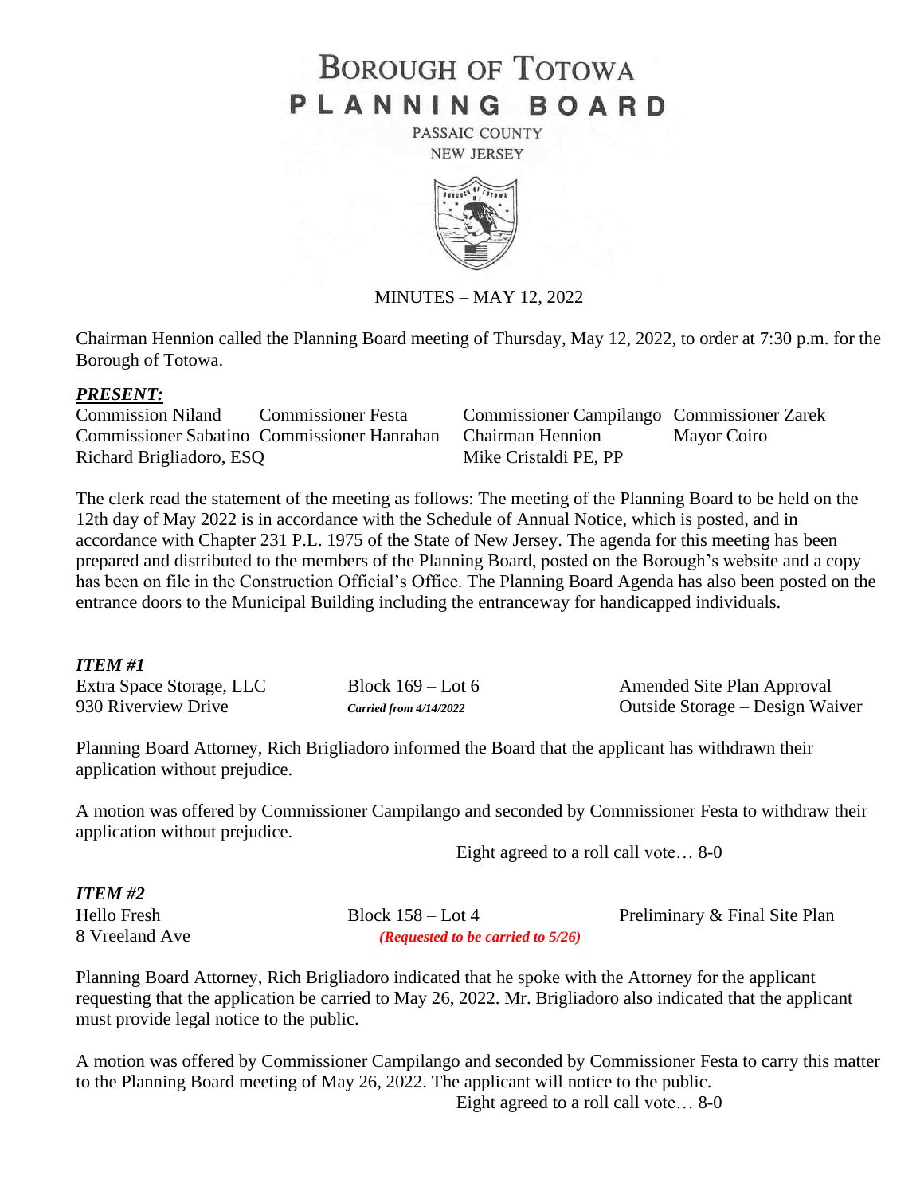# BOROUGH OF TOTOWA
# PLANNING BOARD

PASSAIC COUNTY
NEW JERSEY

MINUTES – MAY 12, 2022

Chairman Hennion called the Planning Board meeting of Thursday, May 12, 2022, to order at 7:30 p.m. for the Borough of Totowa.

***PRESENT:***

| | | | |
|---|---|---|---|
| Commission Niland | Commissioner Festa | Commissioner Campilango | Commissioner Zarek |
| Commissioner Sabatino | Commissioner Hanrahan | Chairman Hennion | Mayor Coiro |
| Richard Brigliadoro, ESQ | | Mike Cristaldi PE, PP | |

The clerk read the statement of the meeting as follows: The meeting of the Planning Board to be held on the 12th day of May 2022 is in accordance with the Schedule of Annual Notice, which is posted, and in accordance with Chapter 231 P.L. 1975 of the State of New Jersey. The agenda for this meeting has been prepared and distributed to the members of the Planning Board, posted on the Borough's website and a copy has been on file in the Construction Official's Office. The Planning Board Agenda has also been posted on the entrance doors to the Municipal Building including the entranceway for handicapped individuals.

***ITEM #1***

Extra Space Storage, LLC — Block 169 – Lot 6 — Amended Site Plan Approval
930 Riverview Drive — ***Carried from 4/14/2022*** — Outside Storage – Design Waiver

Planning Board Attorney, Rich Brigliadoro informed the Board that the applicant has withdrawn their application without prejudice.

A motion was offered by Commissioner Campilango and seconded by Commissioner Festa to withdraw their application without prejudice.

Eight agreed to a roll call vote… 8-0

***ITEM #2***

Hello Fresh — Block 158 – Lot 4 — Preliminary & Final Site Plan
8 Vreeland Ave — ***(Requested to be carried to 5/26)***

Planning Board Attorney, Rich Brigliadoro indicated that he spoke with the Attorney for the applicant requesting that the application be carried to May 26, 2022. Mr. Brigliadoro also indicated that the applicant must provide legal notice to the public.

A motion was offered by Commissioner Campilango and seconded by Commissioner Festa to carry this matter to the Planning Board meeting of May 26, 2022. The applicant will notice to the public.

Eight agreed to a roll call vote… 8-0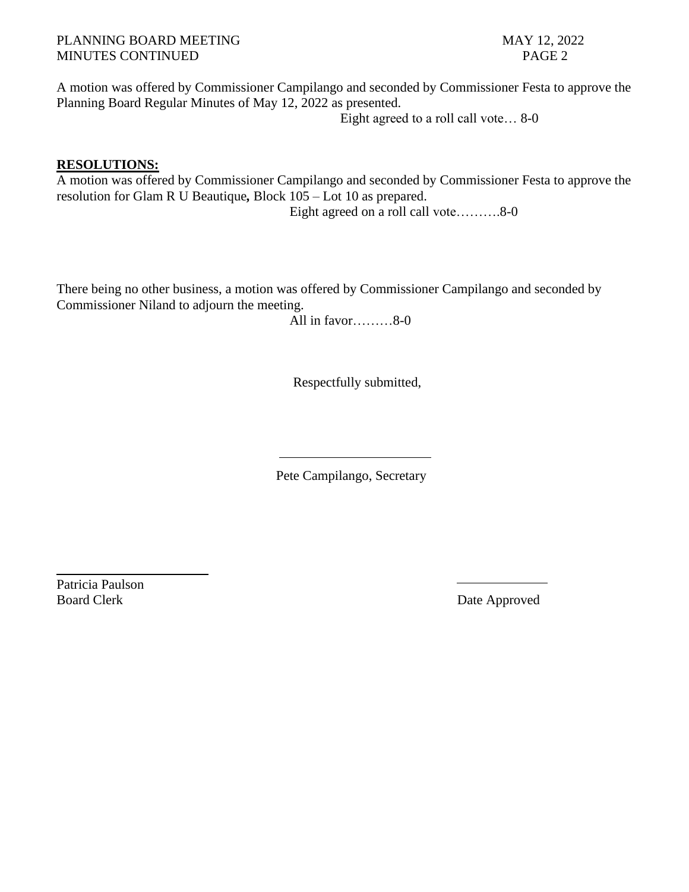A motion was offered by Commissioner Campilango and seconded by Commissioner Festa to approve the Planning Board Regular Minutes of May 12, 2022 as presented.

Eight agreed to a roll call vote… 8-0

**RESOLUTIONS:**

A motion was offered by Commissioner Campilango and seconded by Commissioner Festa to approve the resolution for Glam R U Beautique**,** Block 105 – Lot 10 as prepared.

Eight agreed on a roll call vote……….8-0

There being no other business, a motion was offered by Commissioner Campilango and seconded by Commissioner Niland to adjourn the meeting.

All in favor………8-0

Respectfully submitted,

Pete Campilango, Secretary

Patricia Paulson
Board Clerk

Date Approved